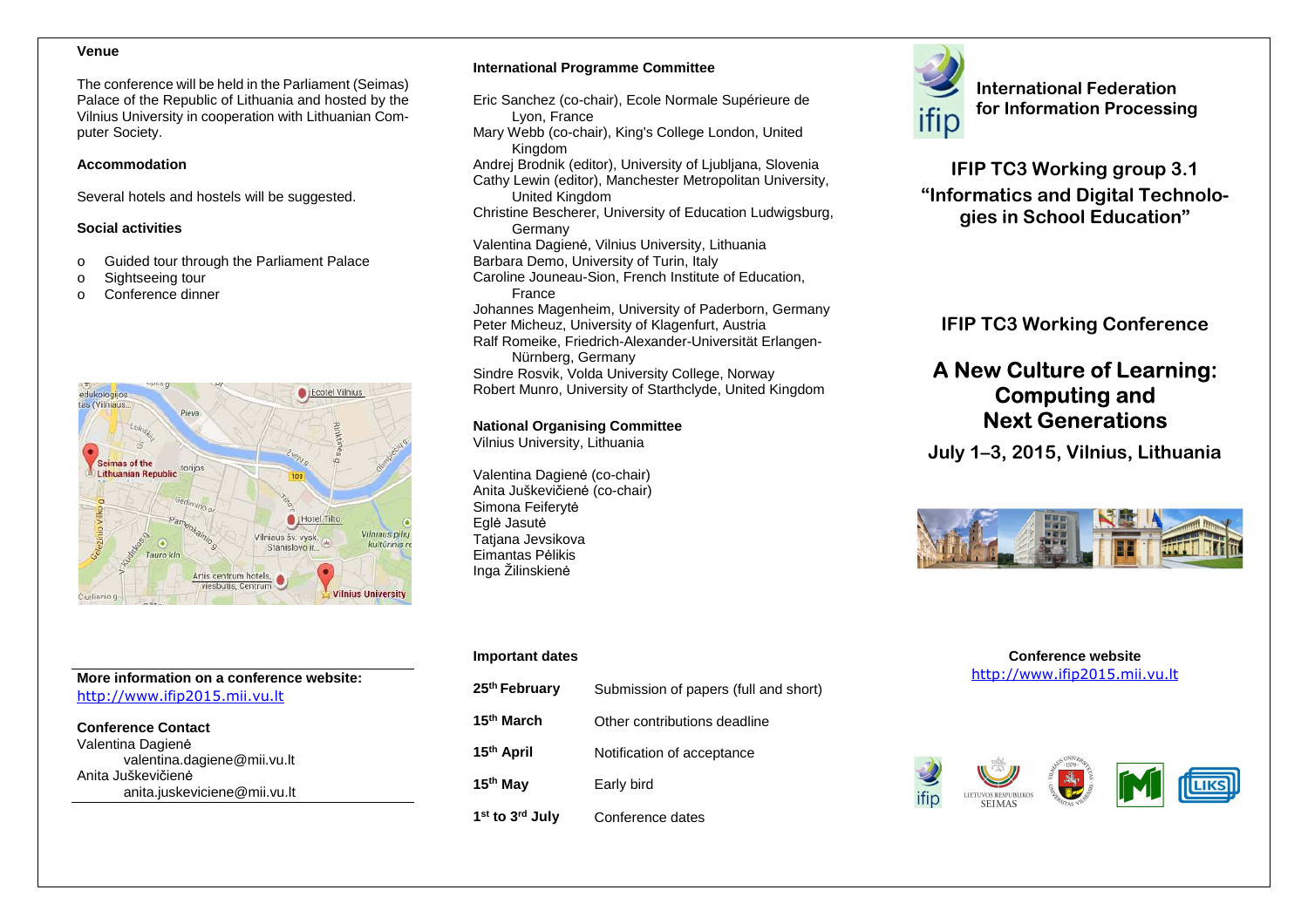**Venue**

The conference will be held in the Parliament (Seimas) Palace of the Republic of Lithuania and hosted by the Vilnius University in cooperation with Lithuanian Computer Society.

**Accommodation**

Several hotels and hostels will be suggested.

**Social activities**

- Guided tour through the Parliament Palace
- Sightseeing tour
- Conference dinner

**More information on a conference website:**
http://www.ifip2015.mii.vu.lt

**Conference Contact**
Valentina Dagienė
valentina.dagiene@mii.vu.lt
Anita Juškevičienė
anita.juskeviciene@mii.vu.lt

**International Programme Committee**

Eric Sanchez (co-chair), Ecole Normale Supérieure de Lyon, France
Mary Webb (co-chair), King's College London, United Kingdom
Andrej Brodnik (editor), University of Ljubljana, Slovenia
Cathy Lewin (editor), Manchester Metropolitan University, United Kingdom
Christine Bescherer, University of Education Ludwigsburg, Germany
Valentina Dagienė, Vilnius University, Lithuania
Barbara Demo, University of Turin, Italy
Caroline Jouneau-Sion, French Institute of Education, France
Johannes Magenheim, University of Paderborn, Germany
Peter Micheuz, University of Klagenfurt, Austria
Ralf Romeike, Friedrich-Alexander-Universität Erlangen-Nürnberg, Germany
Sindre Rosvik, Volda University College, Norway
Robert Munro, University of Starthclyde, United Kingdom

**National Organising Committee**
Vilnius University, Lithuania

Valentina Dagienė (co-chair)
Anita Juškevičienė (co-chair)
Simona Feiferytė
Eglė Jasutė
Tatjana Jevsikova
Eimantas Pėlikis
Inga Žilinskienė

**Important dates**

| | |
|---|---|
| **25th February** | Submission of papers (full and short) |
| **15th March** | Other contributions deadline |
| **15th April** | Notification of acceptance |
| **15th May** | Early bird |
| **1st to 3rd July** | Conference dates |

**International Federation for Information Processing**

## IFIP TC3 Working group 3.1 "Informatics and Digital Technologies in School Education"

## IFIP TC3 Working Conference

# A New Culture of Learning: Computing and Next Generations

## July 1–3, 2015, Vilnius, Lithuania

**Conference website**
http://www.ifip2015.mii.vu.lt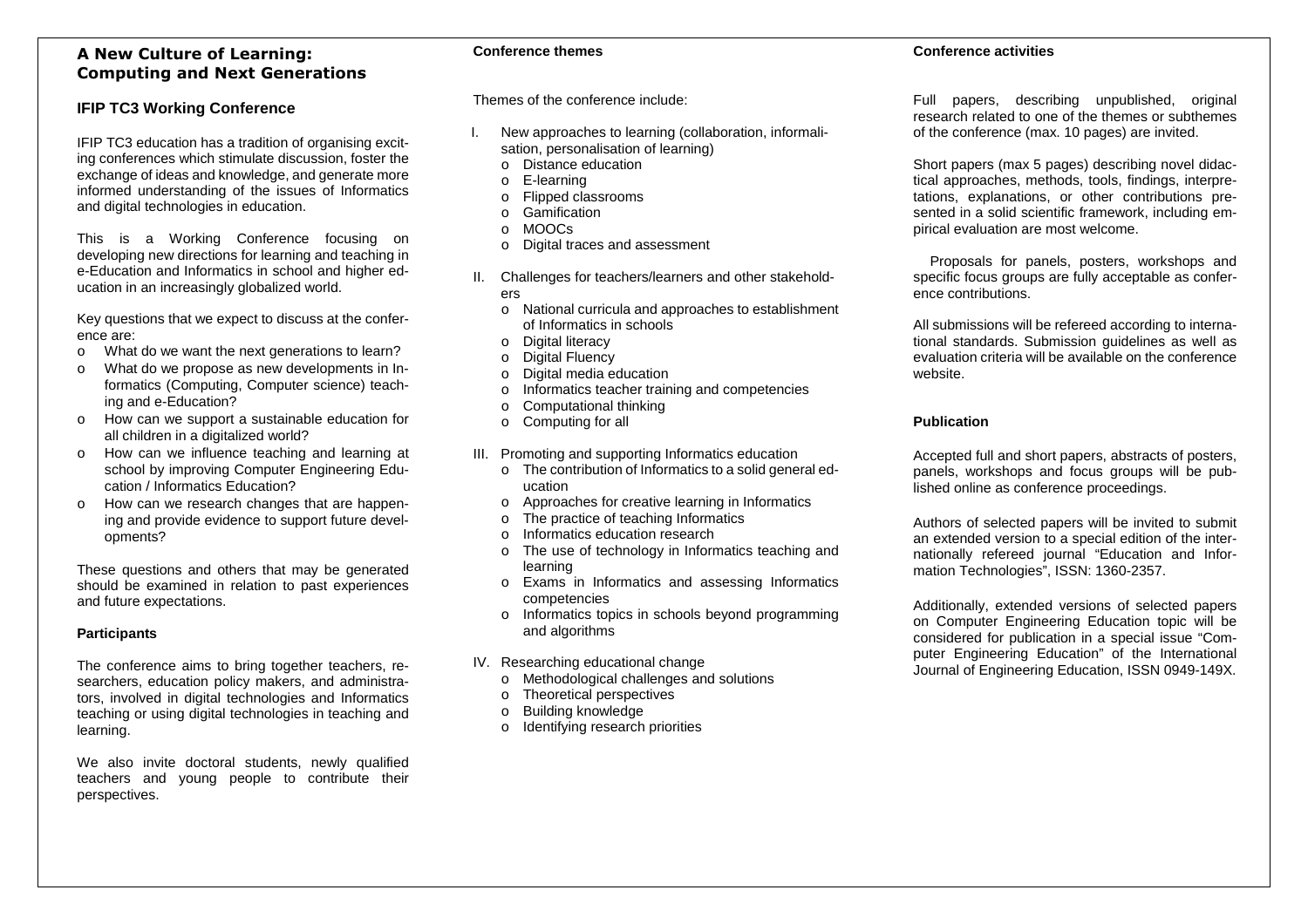# A New Culture of Learning: Computing and Next Generations

## IFIP TC3 Working Conference

IFIP TC3 education has a tradition of organising exciting conferences which stimulate discussion, foster the exchange of ideas and knowledge, and generate more informed understanding of the issues of Informatics and digital technologies in education.

This is a Working Conference focusing on developing new directions for learning and teaching in e-Education and Informatics in school and higher education in an increasingly globalized world.

Key questions that we expect to discuss at the conference are:

- What do we want the next generations to learn?
- What do we propose as new developments in Informatics (Computing, Computer science) teaching and e-Education?
- How can we support a sustainable education for all children in a digitalized world?
- How can we influence teaching and learning at school by improving Computer Engineering Education / Informatics Education?
- How can we research changes that are happening and provide evidence to support future developments?

These questions and others that may be generated should be examined in relation to past experiences and future expectations.

### Participants

The conference aims to bring together teachers, researchers, education policy makers, and administrators, involved in digital technologies and Informatics teaching or using digital technologies in teaching and learning.

We also invite doctoral students, newly qualified teachers and young people to contribute their perspectives.

### Conference themes

Themes of the conference include:

I. New approaches to learning (collaboration, informalisation, personalisation of learning)
   - Distance education
   - E-learning
   - Flipped classrooms
   - Gamification
   - MOOCs
   - Digital traces and assessment

II. Challenges for teachers/learners and other stakeholders
   - National curricula and approaches to establishment of Informatics in schools
   - Digital literacy
   - Digital Fluency
   - Digital media education
   - Informatics teacher training and competencies
   - Computational thinking
   - Computing for all

III. Promoting and supporting Informatics education
   - The contribution of Informatics to a solid general education
   - Approaches for creative learning in Informatics
   - The practice of teaching Informatics
   - Informatics education research
   - The use of technology in Informatics teaching and learning
   - Exams in Informatics and assessing Informatics competencies
   - Informatics topics in schools beyond programming and algorithms

IV. Researching educational change
   - Methodological challenges and solutions
   - Theoretical perspectives
   - Building knowledge
   - Identifying research priorities

### Conference activities

Full papers, describing unpublished, original research related to one of the themes or subthemes of the conference (max. 10 pages) are invited.

Short papers (max 5 pages) describing novel didactical approaches, methods, tools, findings, interpretations, explanations, or other contributions presented in a solid scientific framework, including empirical evaluation are most welcome.

Proposals for panels, posters, workshops and specific focus groups are fully acceptable as conference contributions.

All submissions will be refereed according to international standards. Submission guidelines as well as evaluation criteria will be available on the conference website.

### Publication

Accepted full and short papers, abstracts of posters, panels, workshops and focus groups will be published online as conference proceedings.

Authors of selected papers will be invited to submit an extended version to a special edition of the internationally refereed journal "Education and Information Technologies", ISSN: 1360-2357.

Additionally, extended versions of selected papers on Computer Engineering Education topic will be considered for publication in a special issue "Computer Engineering Education" of the International Journal of Engineering Education, ISSN 0949-149X.